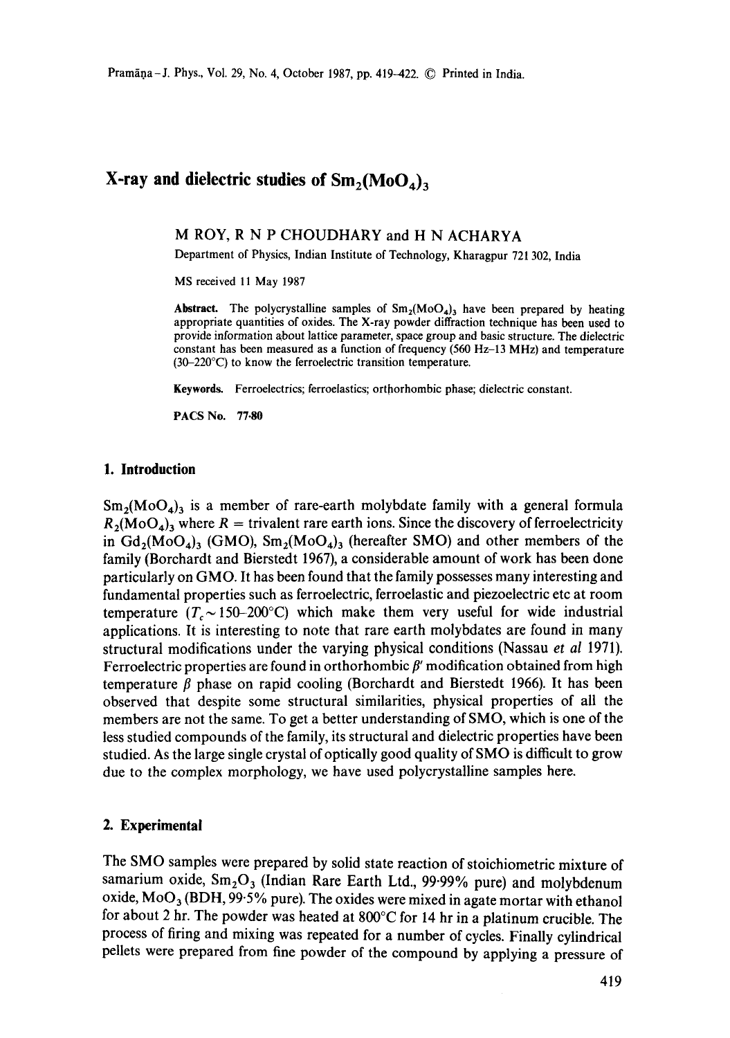# X-ray and dielectric studies of $Sm_2(MoO_4)_3$

M ROY, R N P CHOUDHARY and H N ACHARYA

Department of Physics, Indian Institute of Technology, Kharagpur 721 302, India

MS received 11 May 1987

**Abstract.** The polycrystalline samples of $Sm_2(MoO_4)_3$ have been prepared by heating appropriate quantities of oxides. The X-ray powder diffraction technique has been used to provide information about lattice parameter, space group and basic structure. The dielectric constant has been measured as a function of frequency (560 Hz–13 MHz) and temperature (30–220°C) to know the ferroelectric transition temperature.

**Keywords.** Ferroelectrics; ferroelastics; orthorhombic phase; dielectric constant.

**PACS No.** 77·80

## 1. Introduction

$Sm_2(MoO_4)_3$ is a member of rare-earth molybdate family with a general formula $R_2(MoO_4)_3$ where $R$ = trivalent rare earth ions. Since the discovery of ferroelectricity in $Gd_2(MoO_4)_3$ (GMO), $Sm_2(MoO_4)_3$ (hereafter SMO) and other members of the family (Borchardt and Bierstedt 1967), a considerable amount of work has been done particularly on GMO. It has been found that the family possesses many interesting and fundamental properties such as ferroelectric, ferroelastic and piezoelectric etc at room temperature ($T_c \sim 150$–$200°C$) which make them very useful for wide industrial applications. It is interesting to note that rare earth molybdates are found in many structural modifications under the varying physical conditions (Nassau *et al* 1971). Ferroelectric properties are found in orthorhombic $\beta'$ modification obtained from high temperature $\beta$ phase on rapid cooling (Borchardt and Bierstedt 1966). It has been observed that despite some structural similarities, physical properties of all the members are not the same. To get a better understanding of SMO, which is one of the less studied compounds of the family, its structural and dielectric properties have been studied. As the large single crystal of optically good quality of SMO is difficult to grow due to the complex morphology, we have used polycrystalline samples here.

## 2. Experimental

The SMO samples were prepared by solid state reaction of stoichiometric mixture of samarium oxide, $Sm_2O_3$ (Indian Rare Earth Ltd., 99·99% pure) and molybdenum oxide, $MoO_3$ (BDH, 99·5% pure). The oxides were mixed in agate mortar with ethanol for about 2 hr. The powder was heated at 800°C for 14 hr in a platinum crucible. The process of firing and mixing was repeated for a number of cycles. Finally cylindrical pellets were prepared from fine powder of the compound by applying a pressure of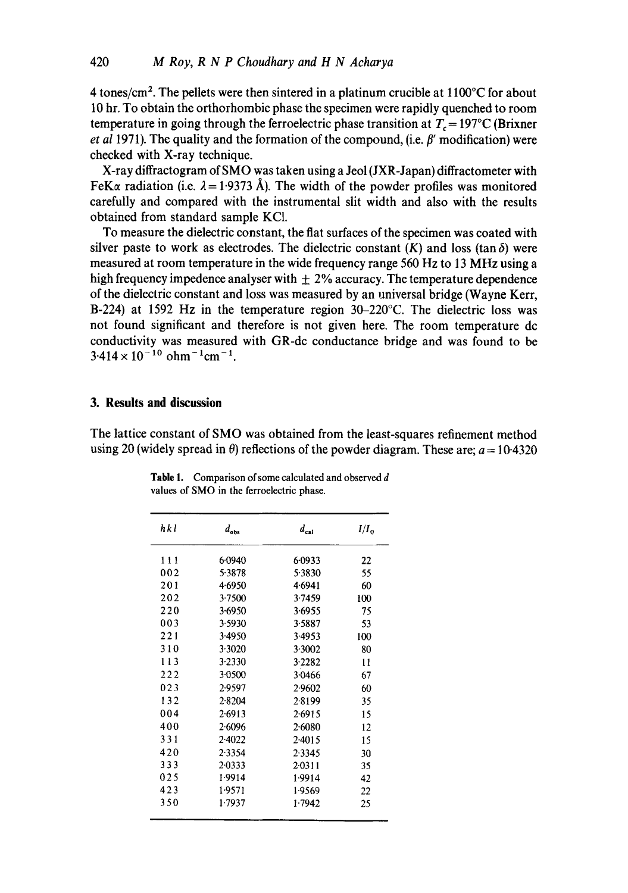4 tones/cm$^2$. The pellets were then sintered in a platinum crucible at 1100°C for about 10 hr. To obtain the orthorhombic phase the specimen were rapidly quenched to room temperature in going through the ferroelectric phase transition at $T_c = 197$°C (Brixner *et al* 1971). The quality and the formation of the compound, (i.e. $\beta'$ modification) were checked with X-ray technique.

X-ray diffractogram of SMO was taken using a Jeol (JXR-Japan) diffractometer with FeK$\alpha$ radiation (i.e. $\lambda = 1{\cdot}9373$ Å). The width of the powder profiles was monitored carefully and compared with the instrumental slit width and also with the results obtained from standard sample KCl.

To measure the dielectric constant, the flat surfaces of the specimen was coated with silver paste to work as electrodes. The dielectric constant ($K$) and loss ($\tan\delta$) were measured at room temperature in the wide frequency range 560 Hz to 13 MHz using a high frequency impedence analyser with $\pm$ 2% accuracy. The temperature dependence of the dielectric constant and loss was measured by an universal bridge (Wayne Kerr, B-224) at 1592 Hz in the temperature region 30–220°C. The dielectric loss was not found significant and therefore is not given here. The room temperature dc conductivity was measured with GR-dc conductance bridge and was found to be $3{\cdot}414 \times 10^{-10}$ ohm$^{-1}$cm$^{-1}$.

## 3. Results and discussion

The lattice constant of SMO was obtained from the least-squares refinement method using 20 (widely spread in $\theta$) reflections of the powder diagram. These are; $a = 10{\cdot}4320$

**Table 1.** Comparison of some calculated and observed $d$ values of SMO in the ferroelectric phase.

| $hkl$ | $d_{obs}$ | $d_{cal}$ | $I/I_0$ |
|---|---|---|---|
| 1 1 1 | 6·0940 | 6·0933 | 22 |
| 0 0 2 | 5·3878 | 5·3830 | 55 |
| 2 0 1 | 4·6950 | 4·6941 | 60 |
| 2 0 2 | 3·7500 | 3·7459 | 100 |
| 2 2 0 | 3·6950 | 3·6955 | 75 |
| 0 0 3 | 3·5930 | 3·5887 | 53 |
| 2 2 1 | 3·4950 | 3·4953 | 100 |
| 3 1 0 | 3·3020 | 3·3002 | 80 |
| 1 1 3 | 3·2330 | 3·2282 | 11 |
| 2 2 2 | 3·0500 | 3·0466 | 67 |
| 0 2 3 | 2·9597 | 2·9602 | 60 |
| 1 3 2 | 2·8204 | 2·8199 | 35 |
| 0 0 4 | 2·6913 | 2·6915 | 15 |
| 4 0 0 | 2·6096 | 2·6080 | 12 |
| 3 3 1 | 2·4022 | 2·4015 | 15 |
| 4 2 0 | 2·3354 | 2·3345 | 30 |
| 3 3 3 | 2·0333 | 2·0311 | 35 |
| 0 2 5 | 1·9914 | 1·9914 | 42 |
| 4 2 3 | 1·9571 | 1·9569 | 22 |
| 3 5 0 | 1·7937 | 1·7942 | 25 |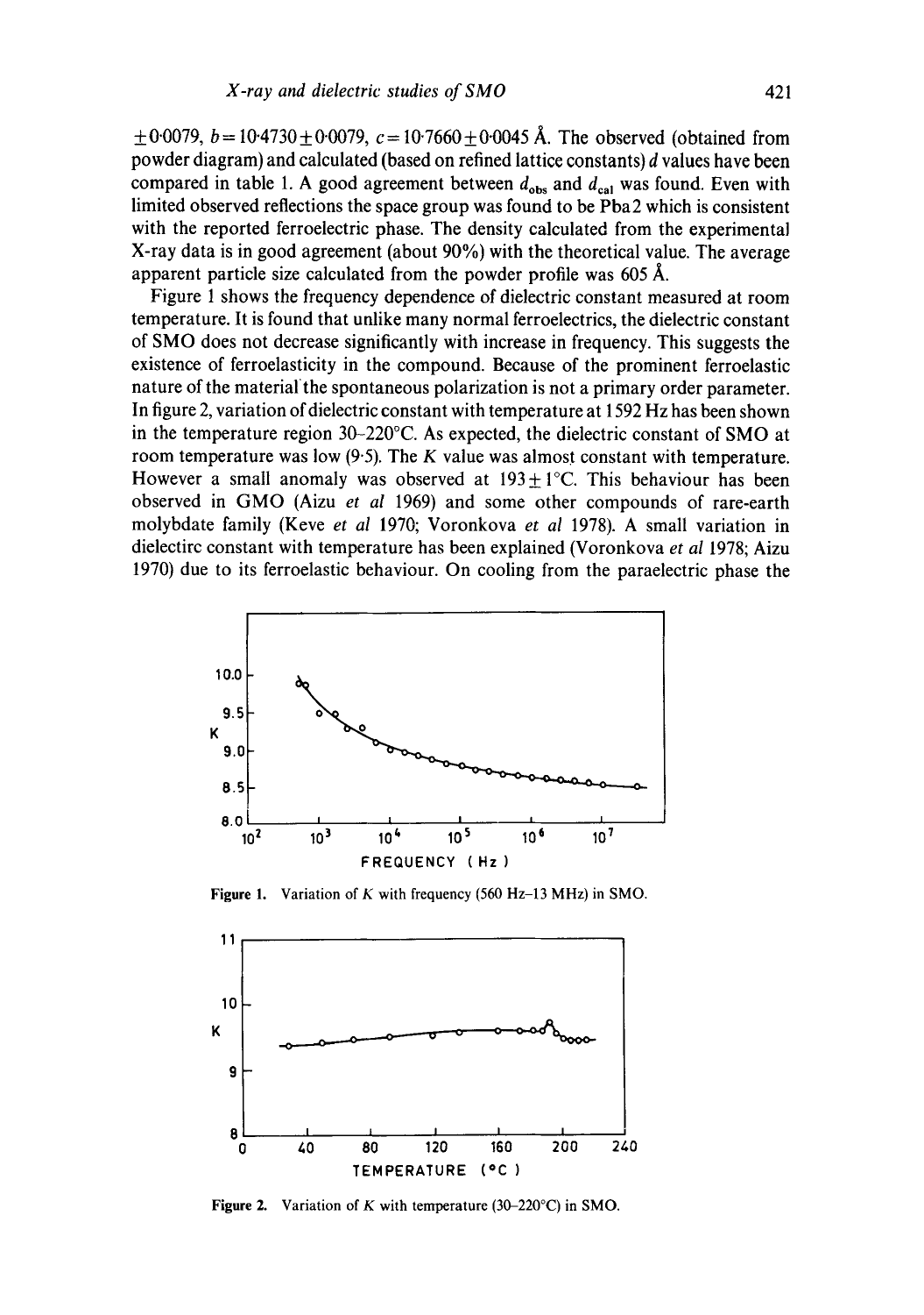$\pm 0{\cdot}0079$, $b = 10{\cdot}4730 \pm 0{\cdot}0079$, $c = 10{\cdot}7660 \pm 0{\cdot}0045$ Å. The observed (obtained from powder diagram) and calculated (based on refined lattice constants) $d$ values have been compared in table 1. A good agreement between $d_{obs}$ and $d_{cal}$ was found. Even with limited observed reflections the space group was found to be Pba2 which is consistent with the reported ferroelectric phase. The density calculated from the experimental X-ray data is in good agreement (about 90%) with the theoretical value. The average apparent particle size calculated from the powder profile was 605 Å.

Figure 1 shows the frequency dependence of dielectric constant measured at room temperature. It is found that unlike many normal ferroelectrics, the dielectric constant of SMO does not decrease significantly with increase in frequency. This suggests the existence of ferroelasticity in the compound. Because of the prominent ferroelastic nature of the material the spontaneous polarization is not a primary order parameter. In figure 2, variation of dielectric constant with temperature at 1592 Hz has been shown in the temperature region 30–220°C. As expected, the dielectric constant of SMO at room temperature was low (9·5). The $K$ value was almost constant with temperature. However a small anomaly was observed at $193 \pm 1$°C. This behaviour has been observed in GMO (Aizu *et al* 1969) and some other compounds of rare-earth molybdate family (Keve *et al* 1970; Voronkova *et al* 1978). A small variation in dielectirc constant with temperature has been explained (Voronkova *et al* 1978; Aizu 1970) due to its ferroelastic behaviour. On cooling from the paraelectric phase the

**Figure 1.** Variation of $K$ with frequency (560 Hz–13 MHz) in SMO.

**Figure 2.** Variation of $K$ with temperature (30–220°C) in SMO.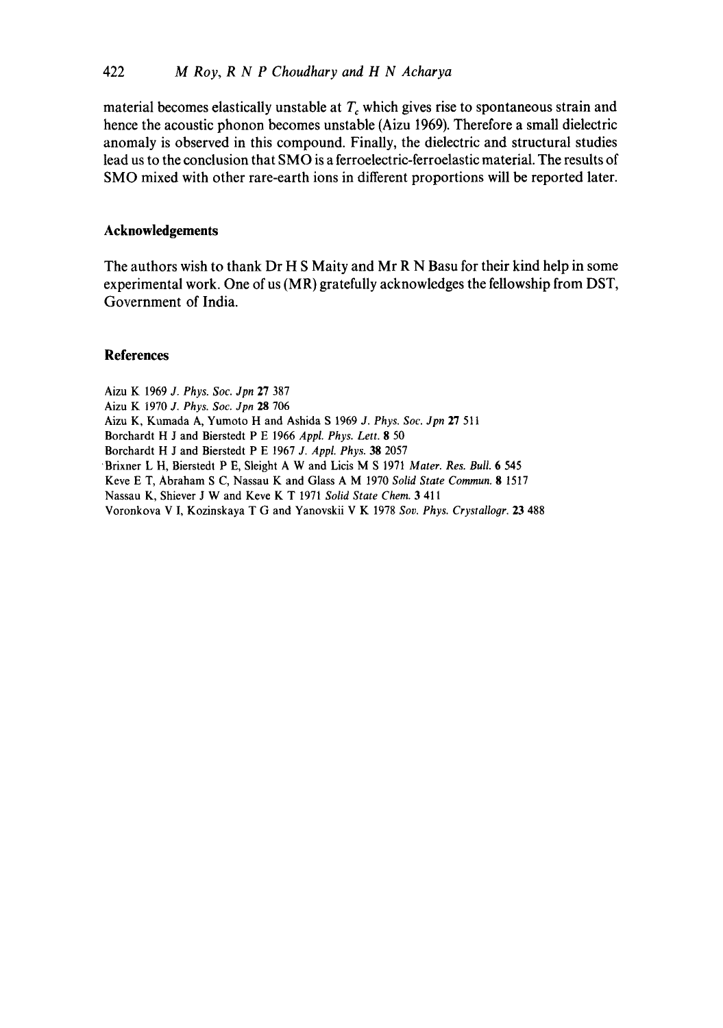material becomes elastically unstable at $T_c$ which gives rise to spontaneous strain and hence the acoustic phonon becomes unstable (Aizu 1969). Therefore a small dielectric anomaly is observed in this compound. Finally, the dielectric and structural studies lead us to the conclusion that SMO is a ferroelectric-ferroelastic material. The results of SMO mixed with other rare-earth ions in different proportions will be reported later.

## Acknowledgements

The authors wish to thank Dr H S Maity and Mr R N Basu for their kind help in some experimental work. One of us (MR) gratefully acknowledges the fellowship from DST, Government of India.

## References

Aizu K 1969 *J. Phys. Soc. Jpn* **27** 387

Aizu K 1970 *J. Phys. Soc. Jpn* **28** 706

Aizu K, Kumada A, Yumoto H and Ashida S 1969 *J. Phys. Soc. Jpn* **27** 511

Borchardt H J and Bierstedt P E 1966 *Appl. Phys. Lett.* **8** 50

Borchardt H J and Bierstedt P E 1967 *J. Appl. Phys.* **38** 2057

Brixner L H, Bierstedt P E, Sleight A W and Licis M S 1971 *Mater. Res. Bull.* **6** 545

Keve E T, Abraham S C, Nassau K and Glass A M 1970 *Solid State Commun.* **8** 1517

Nassau K, Shiever J W and Keve K T 1971 *Solid State Chem.* **3** 411

Voronkova V I, Kozinskaya T G and Yanovskii V K 1978 *Sov. Phys. Crystallogr.* **23** 488